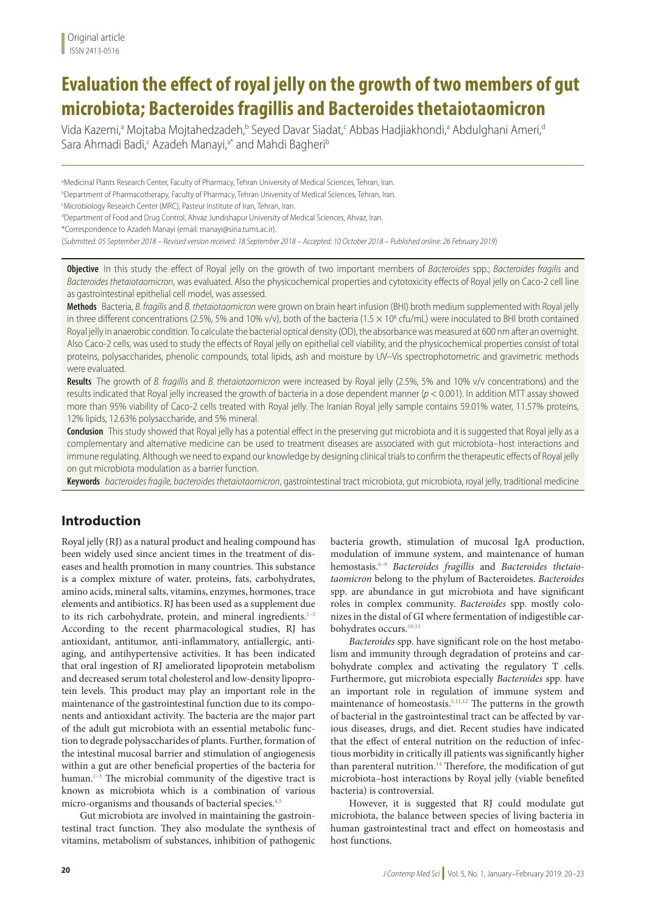Original article
ISSN 2413-0516

# Evaluation the effect of royal jelly on the growth of two members of gut microbiota; Bacteroides fragillis and Bacteroides thetaiotaomicron

Vida Kazemi,[a] Mojtaba Mojtahedzadeh,[b] Seyed Davar Siadat,[c] Abbas Hadjiakhondi,[a] Abdulghani Ameri,[d] Sara Ahmadi Badi,[c] Azadeh Manayi,[a*] and Mahdi Bagheri[b]

[a]Medicinal Plants Research Center, Faculty of Pharmacy, Tehran University of Medical Sciences, Tehran, Iran.
[b]Department of Pharmacotherapy, Faculty of Pharmacy, Tehran University of Medical Sciences, Tehran, Iran.
[c]Microbiology Research Center (MRC), Pasteur Institute of Iran, Tehran, Iran.
[d]Department of Food and Drug Control, Ahvaz Jundishapur University of Medical Sciences, Ahvaz, Iran.
*Correspondence to Azadeh Manayi (email: manayi@sina.tums.ac.ir).

(*Submitted: 05 September 2018 – Revised version received: 18 September 2018 – Accepted: 10 October 2018 – Published online: 26 February 2019*)

**Objective** In this study the effect of Royal jelly on the growth of two important members of *Bacteroides* spp.; *Bacteroides fragilis* and *Bacteroides thetaiotaomicron*, was evaluated. Also the physicochemical properties and cytotoxicity effects of Royal jelly on Caco-2 cell line as gastrointestinal epithelial cell model, was assessed.

**Methods** Bacteria, *B. fragilis* and *B. thetaiotaomicron* were grown on brain heart infusion (BHI) broth medium supplemented with Royal jelly in three different concentrations (2.5%, 5% and 10% v/v), both of the bacteria ($1.5 \times 10^8$ cfu/mL) were inoculated to BHI broth contained Royal jelly in anaerobic condition. To calculate the bacterial optical density (OD), the absorbance was measured at 600 nm after an overnight. Also Caco-2 cells, was used to study the effects of Royal jelly on epithelial cell viability, and the physicochemical properties consist of total proteins, polysaccharides, phenolic compounds, total lipids, ash and moisture by UV–Vis spectrophotometric and gravimetric methods were evaluated.

**Results** The growth of *B. fragillis* and *B. thetaiotaomicron* were increased by Royal jelly (2.5%, 5% and 10% v/v concentrations) and the results indicated that Royal jelly increased the growth of bacteria in a dose dependent manner ($p < 0.001$). In addition MTT assay showed more than 95% viability of Caco-2 cells treated with Royal jelly. The Iranian Royal jelly sample contains 59.01% water, 11.57% proteins, 12% lipids, 12.63% polysaccharide, and 5% mineral.

**Conclusion** This study showed that Royal jelly has a potential effect in the preserving gut microbiota and it is suggested that Royal jelly as a complementary and alternative medicine can be used to treatment diseases are associated with gut microbiota–host interactions and immune regulating. Although we need to expand our knowledge by designing clinical trials to confirm the therapeutic effects of Royal jelly on gut microbiota modulation as a barrier function.

**Keywords** *bacteroides fragile, bacteroides thetaiotaomicron*, gastrointestinal tract microbiota, gut microbiota, royal jelly, traditional medicine

## Introduction

Royal jelly (RJ) as a natural product and healing compound has been widely used since ancient times in the treatment of diseases and health promotion in many countries. This substance is a complex mixture of water, proteins, fats, carbohydrates, amino acids, mineral salts, vitamins, enzymes, hormones, trace elements and antibiotics. RJ has been used as a supplement due to its rich carbohydrate, protein, and mineral ingredients.[1–3] According to the recent pharmacological studies, RJ has antioxidant, antitumor, anti-inflammatory, antiallergic, antiaging, and antihypertensive activities. It has been indicated that oral ingestion of RJ ameliorated lipoprotein metabolism and decreased serum total cholesterol and low-density lipoprotein levels. This product may play an important role in the maintenance of the gastrointestinal function due to its components and antioxidant activity. The bacteria are the major part of the adult gut microbiota with an essential metabolic function to degrade polysaccharides of plants. Further, formation of the intestinal mucosal barrier and stimulation of angiogenesis within a gut are other beneficial properties of the bacteria for human.[1–3] The microbial community of the digestive tract is known as microbiota which is a combination of various micro-organisms and thousands of bacterial species.[4,5]

Gut microbiota are involved in maintaining the gastrointestinal tract function. They also modulate the synthesis of vitamins, metabolism of substances, inhibition of pathogenic bacteria growth, stimulation of mucosal IgA production, modulation of immune system, and maintenance of human hemostasis.[6–9] *Bacteroides fragillis* and *Bacteroides thetaiotaomicron* belong to the phylum of Bacteroidetes. *Bacteroides* spp. are abundance in gut microbiota and have significant roles in complex community. *Bacteroides* spp. mostly colonizes in the distal of GI where fermentation of indigestible carbohydrates occurs.[10,11]

*Bacteroides* spp. have significant role on the host metabolism and immunity through degradation of proteins and carbohydrate complex and activating the regulatory T cells. Furthermore, gut microbiota especially *Bacteroides* spp. have an important role in regulation of immune system and maintenance of homeostasis.[5,11,12] The patterns in the growth of bacterial in the gastrointestinal tract can be affected by various diseases, drugs, and diet. Recent studies have indicated that the effect of enteral nutrition on the reduction of infectious morbidity in critically ill patients was significantly higher than parenteral nutrition.[14] Therefore, the modification of gut microbiota–host interactions by Royal jelly (viable benefited bacteria) is controversial.

However, it is suggested that RJ could modulate gut microbiota, the balance between species of living bacteria in human gastrointestinal tract and effect on homeostasis and host functions.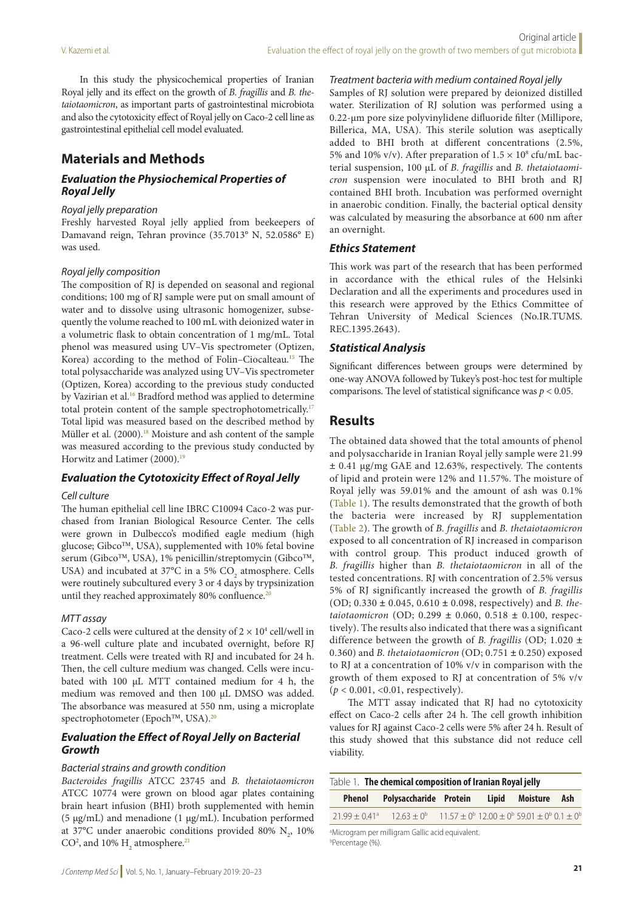In this study the physicochemical properties of Iranian Royal jelly and its effect on the growth of *B. fragillis* and *B. thetaiotaomicron*, as important parts of gastrointestinal microbiota and also the cytotoxicity effect of Royal jelly on Caco-2 cell line as gastrointestinal epithelial cell model evaluated.

## Materials and Methods

### Evaluation the Physiochemical Properties of Royal Jelly

#### Royal jelly preparation

Freshly harvested Royal jelly applied from beekeepers of Damavand reign, Tehran province (35.7013° N, 52.0586° E) was used.

#### Royal jelly composition

The composition of RJ is depended on seasonal and regional conditions; 100 mg of RJ sample were put on small amount of water and to dissolve using ultrasonic homogenizer, subsequently the volume reached to 100 mL with deionized water in a volumetric flask to obtain concentration of 1 mg/mL. Total phenol was measured using UV–Vis spectrometer (Optizen, Korea) according to the method of Folin–Ciocalteau.[15] The total polysaccharide was analyzed using UV–Vis spectrometer (Optizen, Korea) according to the previous study conducted by Vazirian et al.[16] Bradford method was applied to determine total protein content of the sample spectrophotometrically.[17] Total lipid was measured based on the described method by Müller et al. (2000).[18] Moisture and ash content of the sample was measured according to the previous study conducted by Horwitz and Latimer (2000).[19]

### Evaluation the Cytotoxicity Effect of Royal Jelly

#### Cell culture

The human epithelial cell line IBRC C10094 Caco-2 was purchased from Iranian Biological Resource Center. The cells were grown in Dulbecco's modified eagle medium (high glucose; Gibco™, USA), supplemented with 10% fetal bovine serum (Gibco™, USA), 1% penicillin/streptomycin (Gibco™, USA) and incubated at 37°C in a 5% $CO_2$ atmosphere. Cells were routinely subcultured every 3 or 4 days by trypsinization until they reached approximately 80% confluence.[20]

#### MTT assay

Caco-2 cells were cultured at the density of $2 \times 10^4$ cell/well in a 96-well culture plate and incubated overnight, before RJ treatment. Cells were treated with RJ and incubated for 24 h. Then, the cell culture medium was changed. Cells were incubated with 100 µL MTT contained medium for 4 h, the medium was removed and then 100 µL DMSO was added. The absorbance was measured at 550 nm, using a microplate spectrophotometer (Epoch™, USA).[20]

### Evaluation the Effect of Royal Jelly on Bacterial Growth

#### Bacterial strains and growth condition

*Bacteroides fragillis* ATCC 23745 and *B. thetaiotaomicron* ATCC 10774 were grown on blood agar plates containing brain heart infusion (BHI) broth supplemented with hemin (5 µg/mL) and menadione (1 µg/mL). Incubation performed at 37°C under anaerobic conditions provided 80% $N_2$, 10% $CO^2$, and 10% $H_2$ atmosphere.[21]

#### Treatment bacteria with medium contained Royal jelly

Samples of RJ solution were prepared by deionized distilled water. Sterilization of RJ solution was performed using a 0.22-µm pore size polyvinylidene difluoride filter (Millipore, Billerica, MA, USA). This sterile solution was aseptically added to BHI broth at different concentrations (2.5%, 5% and 10% v/v). After preparation of $1.5 \times 10^8$ cfu/mL bacterial suspension, 100 µL of *B. fragillis* and *B. thetaiotaomicron* suspension were inoculated to BHI broth and RJ contained BHI broth. Incubation was performed overnight in anaerobic condition. Finally, the bacterial optical density was calculated by measuring the absorbance at 600 nm after an overnight.

### Ethics Statement

This work was part of the research that has been performed in accordance with the ethical rules of the Helsinki Declaration and all the experiments and procedures used in this research were approved by the Ethics Committee of Tehran University of Medical Sciences (No.IR.TUMS.REC.1395.2643).

### Statistical Analysis

Significant differences between groups were determined by one-way ANOVA followed by Tukey's post-hoc test for multiple comparisons. The level of statistical significance was $p < 0.05$.

## Results

The obtained data showed that the total amounts of phenol and polysaccharide in Iranian Royal jelly sample were 21.99 ± 0.41 µg/mg GAE and 12.63%, respectively. The contents of lipid and protein were 12% and 11.57%. The moisture of Royal jelly was 59.01% and the amount of ash was 0.1% (Table 1). The results demonstrated that the growth of both the bacteria were increased by RJ supplementation (Table 2). The growth of *B. fragillis* and *B. thetaiotaomicron* exposed to all concentration of RJ increased in comparison with control group. This product induced growth of *B. fragillis* higher than *B. thetaiotaomicron* in all of the tested concentrations. RJ with concentration of 2.5% versus 5% of RJ significantly increased the growth of *B. fragillis* (OD; 0.330 ± 0.045, 0.610 ± 0.098, respectively) and *B. thetaiotaomicron* (OD; 0.299 ± 0.060, 0.518 ± 0.100, respectively). The results also indicated that there was a significant difference between the growth of *B. fragillis* (OD; 1.020 ± 0.360) and *B. thetaiotaomicron* (OD; 0.751 ± 0.250) exposed to RJ at a concentration of 10% v/v in comparison with the growth of them exposed to RJ at concentration of 5% v/v ($p < 0.001$, $<0.01$, respectively).

The MTT assay indicated that RJ had no cytotoxicity effect on Caco-2 cells after 24 h. The cell growth inhibition values for RJ against Caco-2 cells were 5% after 24 h. Result of this study showed that this substance did not reduce cell viability.

Table 1. **The chemical composition of Iranian Royal jelly**

| Phenol | Polysaccharide | Protein | Lipid | Moisture | Ash |
|---|---|---|---|---|---|
| 21.99 ± 0.41[a] | 12.63 ± 0[b] | 11.57 ± 0[b] | 12.00 ± 0[b] | 59.01 ± 0[b] | 0.1 ± 0[b] |

[a]Microgram per milligram Gallic acid equivalent.
[b]Percentage (%).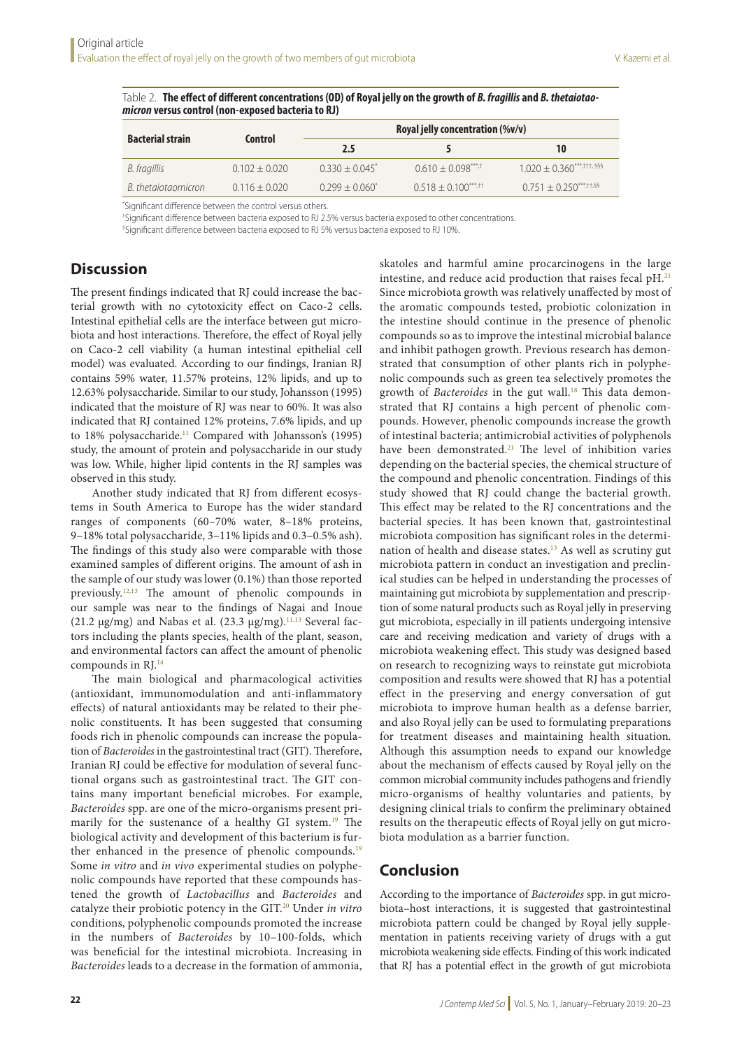Table 2. **The effect of different concentrations (OD) of Royal jelly on the growth of *B. fragillis* and *B. thetaiotaomicron* versus control (non-exposed bacteria to RJ)**

| Bacterial strain | Control | Royal jelly concentration (%v/v) | | |
|---|---|---|---|---|
| | | 2.5 | 5 | 10 |
| *B. fragillis* | 0.102 ± 0.020 | 0.330 ± 0.045* | 0.610 ± 0.098***,† | 1.020 ± 0.360***,†††, §§§ |
| *B. thetaiotaomicron* | 0.116 ± 0.020 | 0.299 ± 0.060* | 0.518 ± 0.100***,†† | 0.751 ± 0.250***,††,§§ |

*Significant difference between the control versus others.
†Significant difference between bacteria exposed to RJ 2.5% versus bacteria exposed to other concentrations.
§Significant difference between bacteria exposed to RJ 5% versus bacteria exposed to RJ 10%.

## Discussion

The present findings indicated that RJ could increase the bacterial growth with no cytotoxicity effect on Caco-2 cells. Intestinal epithelial cells are the interface between gut microbiota and host interactions. Therefore, the effect of Royal jelly on Caco-2 cell viability (a human intestinal epithelial cell model) was evaluated. According to our findings, Iranian RJ contains 59% water, 11.57% proteins, 12% lipids, and up to 12.63% polysaccharide. Similar to our study, Johansson (1995) indicated that the moisture of RJ was near to 60%. It was also indicated that RJ contained 12% proteins, 7.6% lipids, and up to 18% polysaccharide.[11] Compared with Johansson's (1995) study, the amount of protein and polysaccharide in our study was low. While, higher lipid contents in the RJ samples was observed in this study.

Another study indicated that RJ from different ecosystems in South America to Europe has the wider standard ranges of components (60–70% water, 8–18% proteins, 9–18% total polysaccharide, 3–11% lipids and 0.3–0.5% ash). The findings of this study also were comparable with those examined samples of different origins. The amount of ash in the sample of our study was lower (0.1%) than those reported previously.[12,13] The amount of phenolic compounds in our sample was near to the findings of Nagai and Inoue (21.2 µg/mg) and Nabas et al. (23.3 µg/mg).[11,13] Several factors including the plants species, health of the plant, season, and environmental factors can affect the amount of phenolic compounds in RJ.[14]

The main biological and pharmacological activities (antioxidant, immunomodulation and anti-inflammatory effects) of natural antioxidants may be related to their phenolic constituents. It has been suggested that consuming foods rich in phenolic compounds can increase the population of *Bacteroides* in the gastrointestinal tract (GIT). Therefore, Iranian RJ could be effective for modulation of several functional organs such as gastrointestinal tract. The GIT contains many important beneficial microbes. For example, *Bacteroides* spp. are one of the micro-organisms present primarily for the sustenance of a healthy GI system.[19] The biological activity and development of this bacterium is further enhanced in the presence of phenolic compounds.[19] Some *in vitro* and *in vivo* experimental studies on polyphenolic compounds have reported that these compounds hastened the growth of *Lactobacillus* and *Bacteroides* and catalyze their probiotic potency in the GIT.[20] Under *in vitro* conditions, polyphenolic compounds promoted the increase in the numbers of *Bacteroides* by 10–100-folds, which was beneficial for the intestinal microbiota. Increasing in *Bacteroides* leads to a decrease in the formation of ammonia, skatoles and harmful amine procarcinogens in the large intestine, and reduce acid production that raises fecal pH.[21] Since microbiota growth was relatively unaffected by most of the aromatic compounds tested, probiotic colonization in the intestine should continue in the presence of phenolic compounds so as to improve the intestinal microbial balance and inhibit pathogen growth. Previous research has demonstrated that consumption of other plants rich in polyphenolic compounds such as green tea selectively promotes the growth of *Bacteroides* in the gut wall.[18] This data demonstrated that RJ contains a high percent of phenolic compounds. However, phenolic compounds increase the growth of intestinal bacteria; antimicrobial activities of polyphenols have been demonstrated.[21] The level of inhibition varies depending on the bacterial species, the chemical structure of the compound and phenolic concentration. Findings of this study showed that RJ could change the bacterial growth. This effect may be related to the RJ concentrations and the bacterial species. It has been known that, gastrointestinal microbiota composition has significant roles in the determination of health and disease states.[13] As well as scrutiny gut microbiota pattern in conduct an investigation and preclinical studies can be helped in understanding the processes of maintaining gut microbiota by supplementation and prescription of some natural products such as Royal jelly in preserving gut microbiota, especially in ill patients undergoing intensive care and receiving medication and variety of drugs with a microbiota weakening effect. This study was designed based on research to recognizing ways to reinstate gut microbiota composition and results were showed that RJ has a potential effect in the preserving and energy conversation of gut microbiota to improve human health as a defense barrier, and also Royal jelly can be used to formulating preparations for treatment diseases and maintaining health situation. Although this assumption needs to expand our knowledge about the mechanism of effects caused by Royal jelly on the common microbial community includes pathogens and friendly micro-organisms of healthy voluntaries and patients, by designing clinical trials to confirm the preliminary obtained results on the therapeutic effects of Royal jelly on gut microbiota modulation as a barrier function.

## Conclusion

According to the importance of *Bacteroides* spp. in gut microbiota–host interactions, it is suggested that gastrointestinal microbiota pattern could be changed by Royal jelly supplementation in patients receiving variety of drugs with a gut microbiota weakening side effects. Finding of this work indicated that RJ has a potential effect in the growth of gut microbiota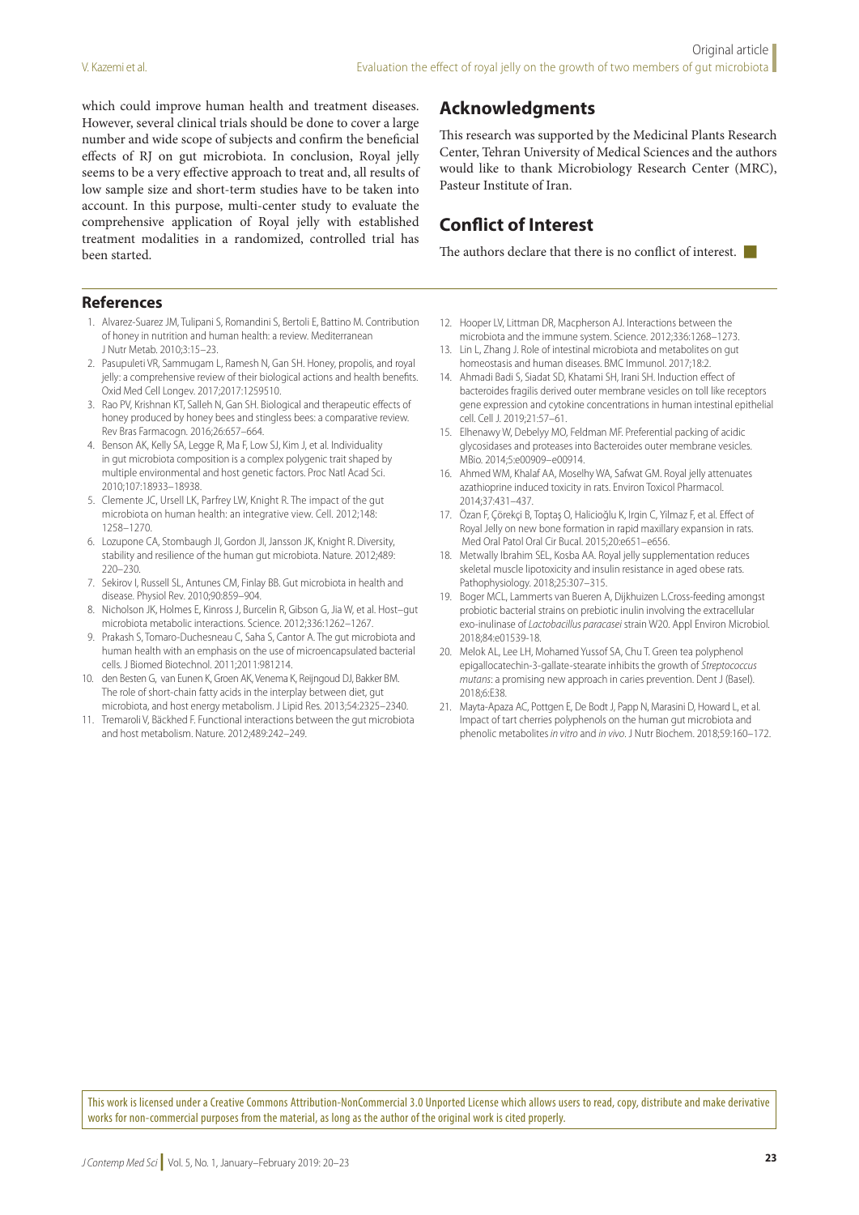which could improve human health and treatment diseases. However, several clinical trials should be done to cover a large number and wide scope of subjects and confirm the beneficial effects of RJ on gut microbiota. In conclusion, Royal jelly seems to be a very effective approach to treat and, all results of low sample size and short-term studies have to be taken into account. In this purpose, multi-center study to evaluate the comprehensive application of Royal jelly with established treatment modalities in a randomized, controlled trial has been started.

## Acknowledgments

This research was supported by the Medicinal Plants Research Center, Tehran University of Medical Sciences and the authors would like to thank Microbiology Research Center (MRC), Pasteur Institute of Iran.

## Conflict of Interest

The authors declare that there is no conflict of interest.

## References

1. Alvarez-Suarez JM, Tulipani S, Romandini S, Bertoli E, Battino M. Contribution of honey in nutrition and human health: a review. Mediterranean J Nutr Metab. 2010;3:15–23.
2. Pasupuleti VR, Sammugam L, Ramesh N, Gan SH. Honey, propolis, and royal jelly: a comprehensive review of their biological actions and health benefits. Oxid Med Cell Longev. 2017;2017:1259510.
3. Rao PV, Krishnan KT, Salleh N, Gan SH. Biological and therapeutic effects of honey produced by honey bees and stingless bees: a comparative review. Rev Bras Farmacogn. 2016;26:657–664.
4. Benson AK, Kelly SA, Legge R, Ma F, Low SJ, Kim J, et al. Individuality in gut microbiota composition is a complex polygenic trait shaped by multiple environmental and host genetic factors. Proc Natl Acad Sci. 2010;107:18933–18938.
5. Clemente JC, Ursell LK, Parfrey LW, Knight R. The impact of the gut microbiota on human health: an integrative view. Cell. 2012;148: 1258–1270.
6. Lozupone CA, Stombaugh JI, Gordon JI, Jansson JK, Knight R. Diversity, stability and resilience of the human gut microbiota. Nature. 2012;489: 220–230.
7. Sekirov I, Russell SL, Antunes CM, Finlay BB. Gut microbiota in health and disease. Physiol Rev. 2010;90:859–904.
8. Nicholson JK, Holmes E, Kinross J, Burcelin R, Gibson G, Jia W, et al. Host–gut microbiota metabolic interactions. Science. 2012;336:1262–1267.
9. Prakash S, Tomaro-Duchesneau C, Saha S, Cantor A. The gut microbiota and human health with an emphasis on the use of microencapsulated bacterial cells. J Biomed Biotechnol. 2011;2011:981214.
10. den Besten G, van Eunen K, Groen AK, Venema K, Reijngoud DJ, Bakker BM. The role of short-chain fatty acids in the interplay between diet, gut microbiota, and host energy metabolism. J Lipid Res. 2013;54:2325–2340.
11. Tremaroli V, Bäckhed F. Functional interactions between the gut microbiota and host metabolism. Nature. 2012;489:242–249.
12. Hooper LV, Littman DR, Macpherson AJ. Interactions between the microbiota and the immune system. Science. 2012;336:1268–1273.
13. Lin L, Zhang J. Role of intestinal microbiota and metabolites on gut homeostasis and human diseases. BMC Immunol. 2017;18:2.
14. Ahmadi Badi S, Siadat SD, Khatami SH, Irani SH. Induction effect of bacteroides fragilis derived outer membrane vesicles on toll like receptors gene expression and cytokine concentrations in human intestinal epithelial cell. Cell J. 2019;21:57–61.
15. Elhenawy W, Debelyy MO, Feldman MF. Preferential packing of acidic glycosidases and proteases into Bacteroides outer membrane vesicles. MBio. 2014;5:e00909–e00914.
16. Ahmed WM, Khalaf AA, Moselhy WA, Safwat GM. Royal jelly attenuates azathioprine induced toxicity in rats. Environ Toxicol Pharmacol. 2014;37:431–437.
17. Özan F, Çörekçi B, Toptaş O, Halicioğlu K, Irgin C, Yilmaz F, et al. Effect of Royal Jelly on new bone formation in rapid maxillary expansion in rats. Med Oral Patol Oral Cir Bucal. 2015;20:e651–e656.
18. Metwally Ibrahim SEL, Kosba AA. Royal jelly supplementation reduces skeletal muscle lipotoxicity and insulin resistance in aged obese rats. Pathophysiology. 2018;25:307–315.
19. Boger MCL, Lammerts van Bueren A, Dijkhuizen L.Cross-feeding amongst probiotic bacterial strains on prebiotic inulin involving the extracellular exo-inulinase of *Lactobacillus paracasei* strain W20. Appl Environ Microbiol. 2018;84:e01539-18.
20. Melok AL, Lee LH, Mohamed Yussof SA, Chu T. Green tea polyphenol epigallocatechin-3-gallate-stearate inhibits the growth of *Streptococcus mutans*: a promising new approach in caries prevention. Dent J (Basel). 2018;6:E38.
21. Mayta-Apaza AC, Pottgen E, De Bodt J, Papp N, Marasini D, Howard L, et al. Impact of tart cherries polyphenols on the human gut microbiota and phenolic metabolites *in vitro* and *in vivo*. J Nutr Biochem. 2018;59:160–172.

This work is licensed under a Creative Commons Attribution-NonCommercial 3.0 Unported License which allows users to read, copy, distribute and make derivative works for non-commercial purposes from the material, as long as the author of the original work is cited properly.